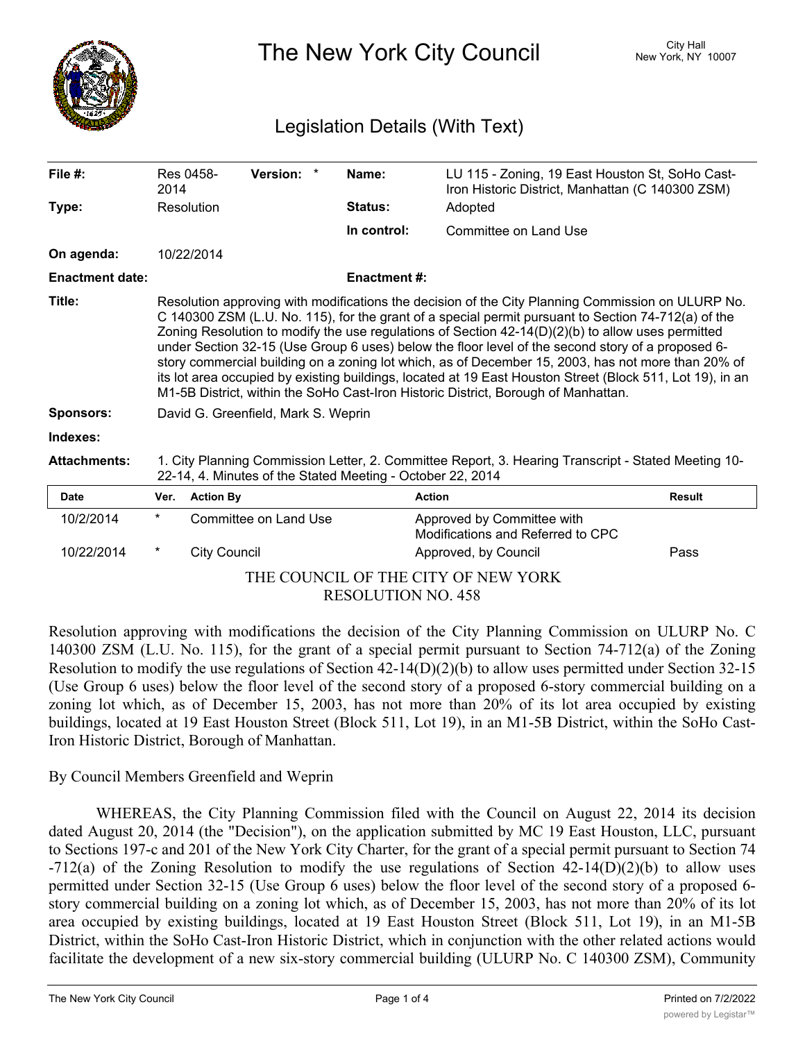# The New York City Council

City Hall
New York, NY 10007

## Legislation Details (With Text)

| | | | |
|---|---|---|---|
| **File #:** | Res 0458-2014 **Version:** * | **Name:** | LU 115 - Zoning, 19 East Houston St, SoHo Cast-Iron Historic District, Manhattan (C 140300 ZSM) |
| **Type:** | Resolution | **Status:** | Adopted |
| | | **In control:** | Committee on Land Use |
| **On agenda:** | 10/22/2014 | | |
| **Enactment date:** | | **Enactment #:** | |

**Title:** Resolution approving with modifications the decision of the City Planning Commission on ULURP No. C 140300 ZSM (L.U. No. 115), for the grant of a special permit pursuant to Section 74-712(a) of the Zoning Resolution to modify the use regulations of Section 42-14(D)(2)(b) to allow uses permitted under Section 32-15 (Use Group 6 uses) below the floor level of the second story of a proposed 6-story commercial building on a zoning lot which, as of December 15, 2003, has not more than 20% of its lot area occupied by existing buildings, located at 19 East Houston Street (Block 511, Lot 19), in an M1-5B District, within the SoHo Cast-Iron Historic District, Borough of Manhattan.

**Sponsors:** David G. Greenfield, Mark S. Weprin

**Indexes:**

**Attachments:** 1. City Planning Commission Letter, 2. Committee Report, 3. Hearing Transcript - Stated Meeting 10-22-14, 4. Minutes of the Stated Meeting - October 22, 2014

| Date | Ver. | Action By | Action | Result |
|---|---|---|---|---|
| 10/2/2014 | * | Committee on Land Use | Approved by Committee with Modifications and Referred to CPC | |
| 10/22/2014 | * | City Council | Approved, by Council | Pass |

THE COUNCIL OF THE CITY OF NEW YORK
RESOLUTION NO. 458

Resolution approving with modifications the decision of the City Planning Commission on ULURP No. C 140300 ZSM (L.U. No. 115), for the grant of a special permit pursuant to Section 74-712(a) of the Zoning Resolution to modify the use regulations of Section 42-14(D)(2)(b) to allow uses permitted under Section 32-15 (Use Group 6 uses) below the floor level of the second story of a proposed 6-story commercial building on a zoning lot which, as of December 15, 2003, has not more than 20% of its lot area occupied by existing buildings, located at 19 East Houston Street (Block 511, Lot 19), in an M1-5B District, within the SoHo Cast-Iron Historic District, Borough of Manhattan.

By Council Members Greenfield and Weprin

WHEREAS, the City Planning Commission filed with the Council on August 22, 2014 its decision dated August 20, 2014 (the "Decision"), on the application submitted by MC 19 East Houston, LLC, pursuant to Sections 197-c and 201 of the New York City Charter, for the grant of a special permit pursuant to Section 74-712(a) of the Zoning Resolution to modify the use regulations of Section 42-14(D)(2)(b) to allow uses permitted under Section 32-15 (Use Group 6 uses) below the floor level of the second story of a proposed 6-story commercial building on a zoning lot which, as of December 15, 2003, has not more than 20% of its lot area occupied by existing buildings, located at 19 East Houston Street (Block 511, Lot 19), in an M1-5B District, within the SoHo Cast-Iron Historic District, which in conjunction with the other related actions would facilitate the development of a new six-story commercial building (ULURP No. C 140300 ZSM), Community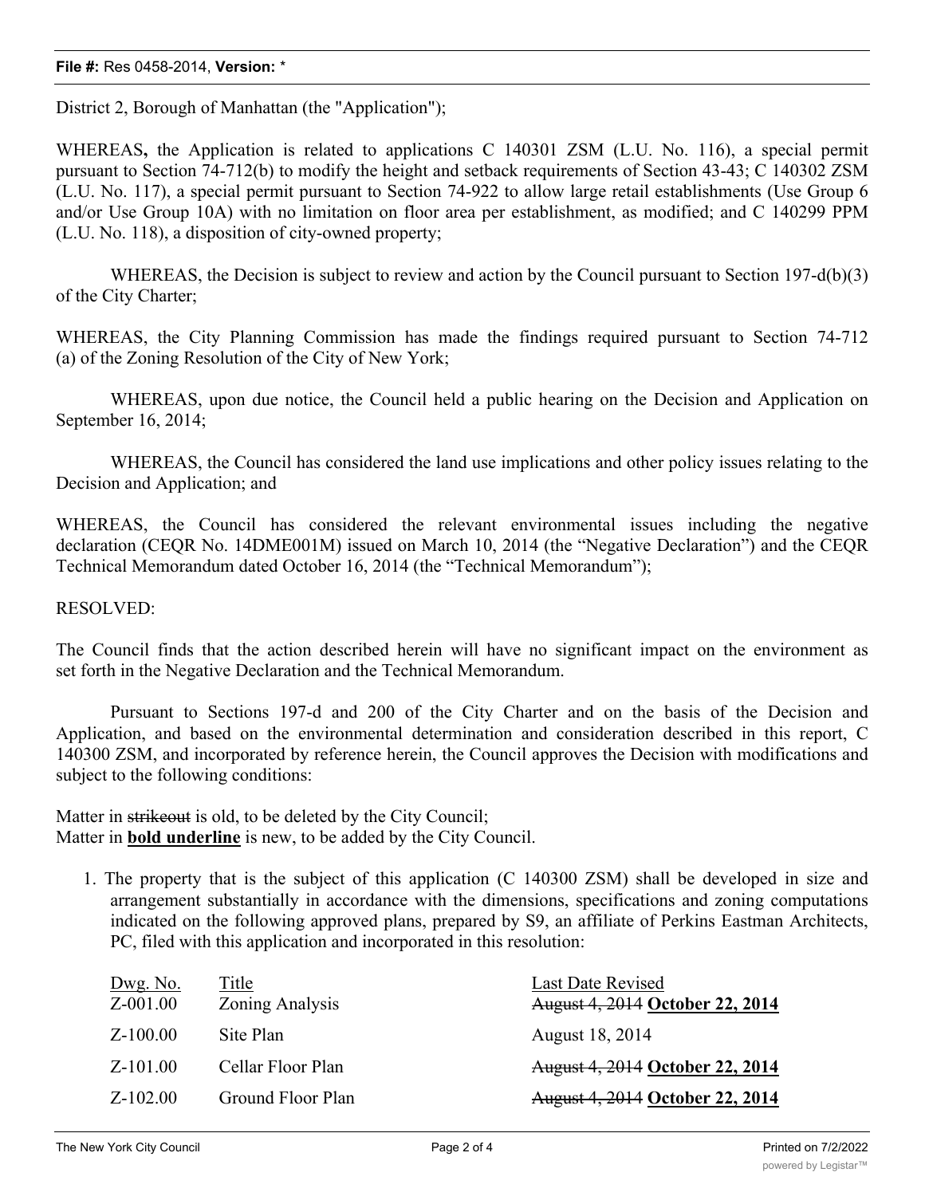District 2, Borough of Manhattan (the "Application");

WHEREAS**,** the Application is related to applications C 140301 ZSM (L.U. No. 116), a special permit pursuant to Section 74-712(b) to modify the height and setback requirements of Section 43-43; C 140302 ZSM (L.U. No. 117), a special permit pursuant to Section 74-922 to allow large retail establishments (Use Group 6 and/or Use Group 10A) with no limitation on floor area per establishment, as modified; and C 140299 PPM (L.U. No. 118), a disposition of city-owned property;

WHEREAS, the Decision is subject to review and action by the Council pursuant to Section 197-d(b)(3) of the City Charter;

WHEREAS, the City Planning Commission has made the findings required pursuant to Section 74-712 (a) of the Zoning Resolution of the City of New York;

WHEREAS, upon due notice, the Council held a public hearing on the Decision and Application on September 16, 2014;

WHEREAS, the Council has considered the land use implications and other policy issues relating to the Decision and Application; and

WHEREAS, the Council has considered the relevant environmental issues including the negative declaration (CEQR No. 14DME001M) issued on March 10, 2014 (the "Negative Declaration") and the CEQR Technical Memorandum dated October 16, 2014 (the "Technical Memorandum");

RESOLVED:

The Council finds that the action described herein will have no significant impact on the environment as set forth in the Negative Declaration and the Technical Memorandum.

Pursuant to Sections 197-d and 200 of the City Charter and on the basis of the Decision and Application, and based on the environmental determination and consideration described in this report, C 140300 ZSM, and incorporated by reference herein, the Council approves the Decision with modifications and subject to the following conditions:

Matter in ~~strikeout~~ is old, to be deleted by the City Council;
Matter in **<u>bold underline</u>** is new, to be added by the City Council.

1. The property that is the subject of this application (C 140300 ZSM) shall be developed in size and arrangement substantially in accordance with the dimensions, specifications and zoning computations indicated on the following approved plans, prepared by S9, an affiliate of Perkins Eastman Architects, PC, filed with this application and incorporated in this resolution:

| Dwg. No. | Title | Last Date Revised |
|---|---|---|
| Z-001.00 | Zoning Analysis | ~~August 4, 2014~~ **<u>October 22, 2014</u>** |
| Z-100.00 | Site Plan | August 18, 2014 |
| Z-101.00 | Cellar Floor Plan | ~~August 4, 2014~~ **<u>October 22, 2014</u>** |
| Z-102.00 | Ground Floor Plan | ~~August 4, 2014~~ **<u>October 22, 2014</u>** |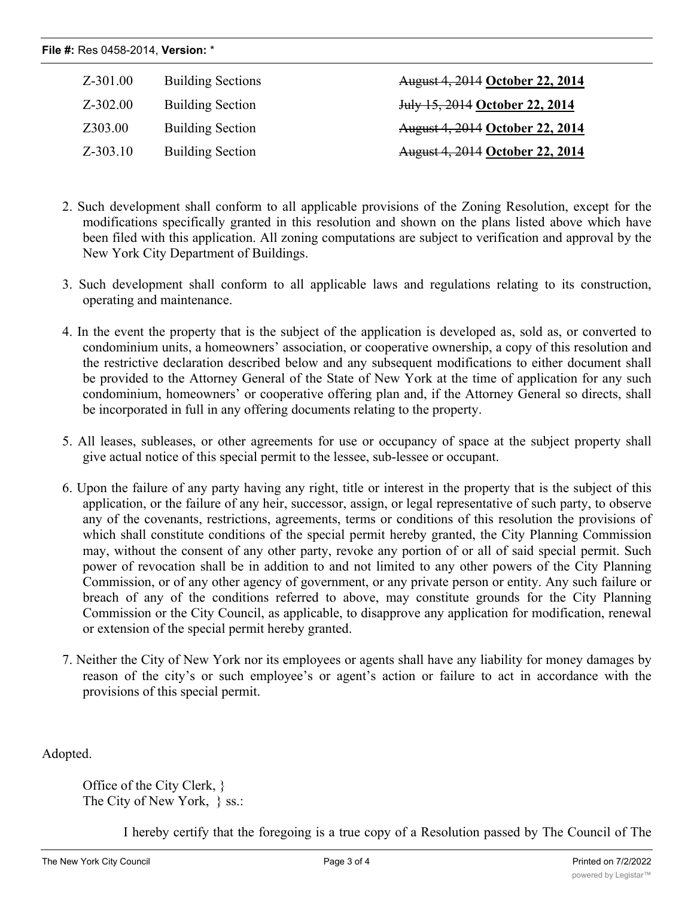| | | |
|---|---|---|
| Z-301.00 | Building Sections | ~~August 4, 2014~~ **October 22, 2014** |
| Z-302.00 | Building Section | ~~July 15, 2014~~ **October 22, 2014** |
| Z303.00 | Building Section | ~~August 4, 2014~~ **October 22, 2014** |
| Z-303.10 | Building Section | ~~August 4, 2014~~ **October 22, 2014** |

2. Such development shall conform to all applicable provisions of the Zoning Resolution, except for the modifications specifically granted in this resolution and shown on the plans listed above which have been filed with this application. All zoning computations are subject to verification and approval by the New York City Department of Buildings.

3. Such development shall conform to all applicable laws and regulations relating to its construction, operating and maintenance.

4. In the event the property that is the subject of the application is developed as, sold as, or converted to condominium units, a homeowners' association, or cooperative ownership, a copy of this resolution and the restrictive declaration described below and any subsequent modifications to either document shall be provided to the Attorney General of the State of New York at the time of application for any such condominium, homeowners' or cooperative offering plan and, if the Attorney General so directs, shall be incorporated in full in any offering documents relating to the property.

5. All leases, subleases, or other agreements for use or occupancy of space at the subject property shall give actual notice of this special permit to the lessee, sub-lessee or occupant.

6. Upon the failure of any party having any right, title or interest in the property that is the subject of this application, or the failure of any heir, successor, assign, or legal representative of such party, to observe any of the covenants, restrictions, agreements, terms or conditions of this resolution the provisions of which shall constitute conditions of the special permit hereby granted, the City Planning Commission may, without the consent of any other party, revoke any portion of or all of said special permit. Such power of revocation shall be in addition to and not limited to any other powers of the City Planning Commission, or of any other agency of government, or any private person or entity. Any such failure or breach of any of the conditions referred to above, may constitute grounds for the City Planning Commission or the City Council, as applicable, to disapprove any application for modification, renewal or extension of the special permit hereby granted.

7. Neither the City of New York nor its employees or agents shall have any liability for money damages by reason of the city's or such employee's or agent's action or failure to act in accordance with the provisions of this special permit.

Adopted.

Office of the City Clerk, }
The City of New York, } ss.:

I hereby certify that the foregoing is a true copy of a Resolution passed by The Council of The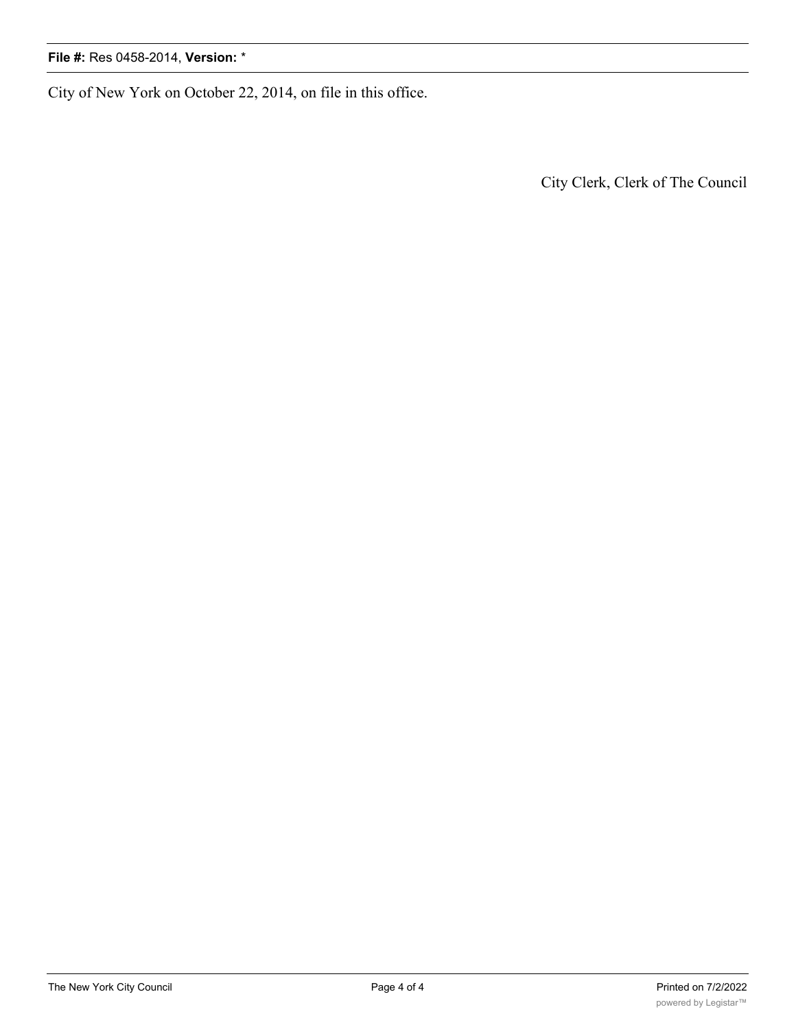City of New York on October 22, 2014, on file in this office.

City Clerk, Clerk of The Council